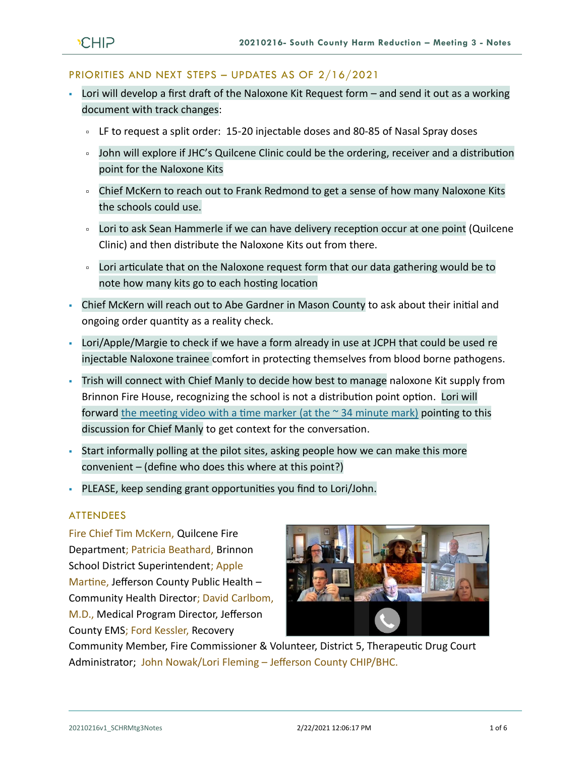## PRIORITIES AND NEXT STEPS – UPDATES AS OF 2/16/2021

- Lori will develop a first draft of the Naloxone Kit Request form – and send it out as a working document with track changes:
  - LF to request a split order: 15-20 injectable doses and 80-85 of Nasal Spray doses
  - John will explore if JHC's Quilcene Clinic could be the ordering, receiver and a distribution point for the Naloxone Kits
  - Chief McKern to reach out to Frank Redmond to get a sense of how many Naloxone Kits the schools could use.
  - Lori to ask Sean Hammerle if we can have delivery reception occur at one point (Quilcene Clinic) and then distribute the Naloxone Kits out from there.
  - Lori articulate that on the Naloxone request form that our data gathering would be to note how many kits go to each hosting location
- Chief McKern will reach out to Abe Gardner in Mason County to ask about their initial and ongoing order quantity as a reality check.
- Lori/Apple/Margie to check if we have a form already in use at JCPH that could be used re injectable Naloxone trainee comfort in protecting themselves from blood borne pathogens.
- Trish will connect with Chief Manly to decide how best to manage naloxone Kit supply from Brinnon Fire House, recognizing the school is not a distribution point option. Lori will forward the meeting video with a time marker (at the ~ 34 minute mark) pointing to this discussion for Chief Manly to get context for the conversation.
- Start informally polling at the pilot sites, asking people how we can make this more convenient – (define who does this where at this point?)
- PLEASE, keep sending grant opportunities you find to Lori/John.

## ATTENDEES

Fire Chief Tim McKern, Quilcene Fire Department; Patricia Beathard, Brinnon School District Superintendent; Apple Martine, Jefferson County Public Health – Community Health Director; David Carlbom, M.D., Medical Program Director, Jefferson County EMS; Ford Kessler, Recovery Community Member, Fire Commissioner & Volunteer, District 5, Therapeutic Drug Court Administrator; John Nowak/Lori Fleming – Jefferson County CHIP/BHC.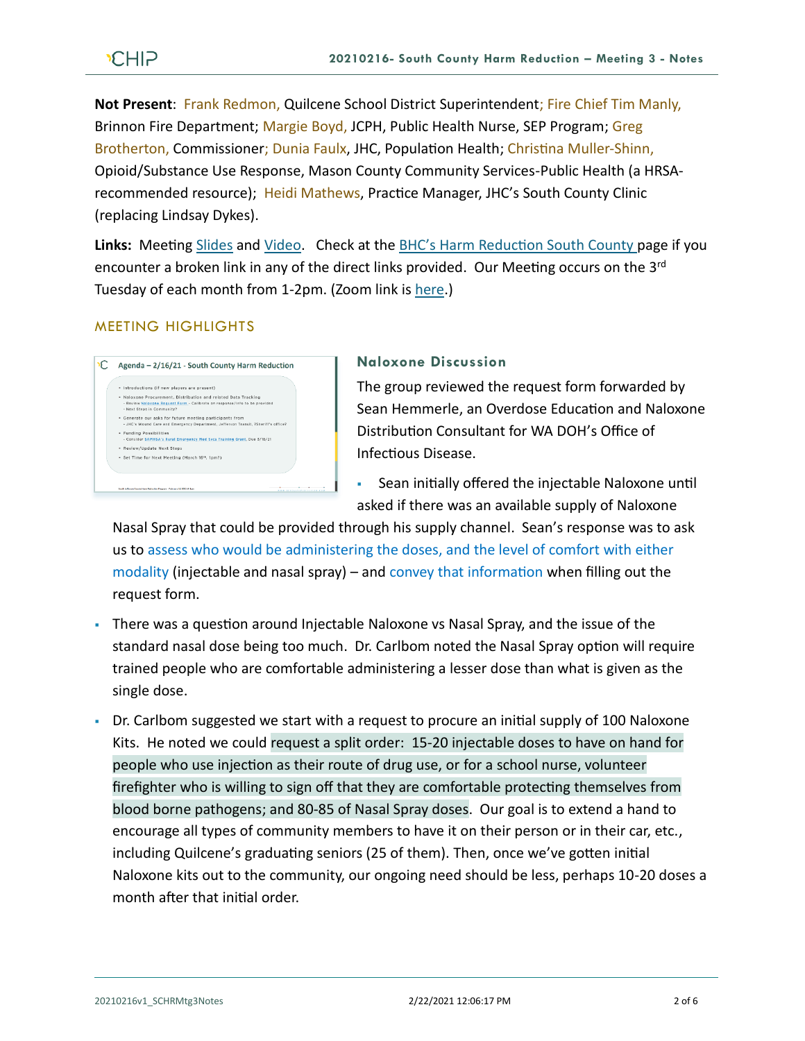**Not Present**: Frank Redmon, Quilcene School District Superintendent; Fire Chief Tim Manly, Brinnon Fire Department; Margie Boyd, JCPH, Public Health Nurse, SEP Program; Greg Brotherton, Commissioner; Dunia Faulx, JHC, Population Health; Christina Muller-Shinn, Opioid/Substance Use Response, Mason County Community Services-Public Health (a HRSA-recommended resource); Heidi Mathews, Practice Manager, JHC's South County Clinic (replacing Lindsay Dykes).

**Links:** Meeting Slides and Video. Check at the BHC's Harm Reduction South County page if you encounter a broken link in any of the direct links provided. Our Meeting occurs on the 3rd Tuesday of each month from 1-2pm. (Zoom link is here.)

## MEETING HIGHLIGHTS

### Naloxone Discussion

The group reviewed the request form forwarded by Sean Hemmerle, an Overdose Education and Naloxone Distribution Consultant for WA DOH's Office of Infectious Disease.

- Sean initially offered the injectable Naloxone until asked if there was an available supply of Naloxone Nasal Spray that could be provided through his supply channel. Sean's response was to ask us to assess who would be administering the doses, and the level of comfort with either modality (injectable and nasal spray) – and convey that information when filling out the request form.
- There was a question around Injectable Naloxone vs Nasal Spray, and the issue of the standard nasal dose being too much. Dr. Carlbom noted the Nasal Spray option will require trained people who are comfortable administering a lesser dose than what is given as the single dose.
- Dr. Carlbom suggested we start with a request to procure an initial supply of 100 Naloxone Kits. He noted we could request a split order: 15-20 injectable doses to have on hand for people who use injection as their route of drug use, or for a school nurse, volunteer firefighter who is willing to sign off that they are comfortable protecting themselves from blood borne pathogens; and 80-85 of Nasal Spray doses. Our goal is to extend a hand to encourage all types of community members to have it on their person or in their car, etc., including Quilcene's graduating seniors (25 of them). Then, once we've gotten initial Naloxone kits out to the community, our ongoing need should be less, perhaps 10-20 doses a month after that initial order.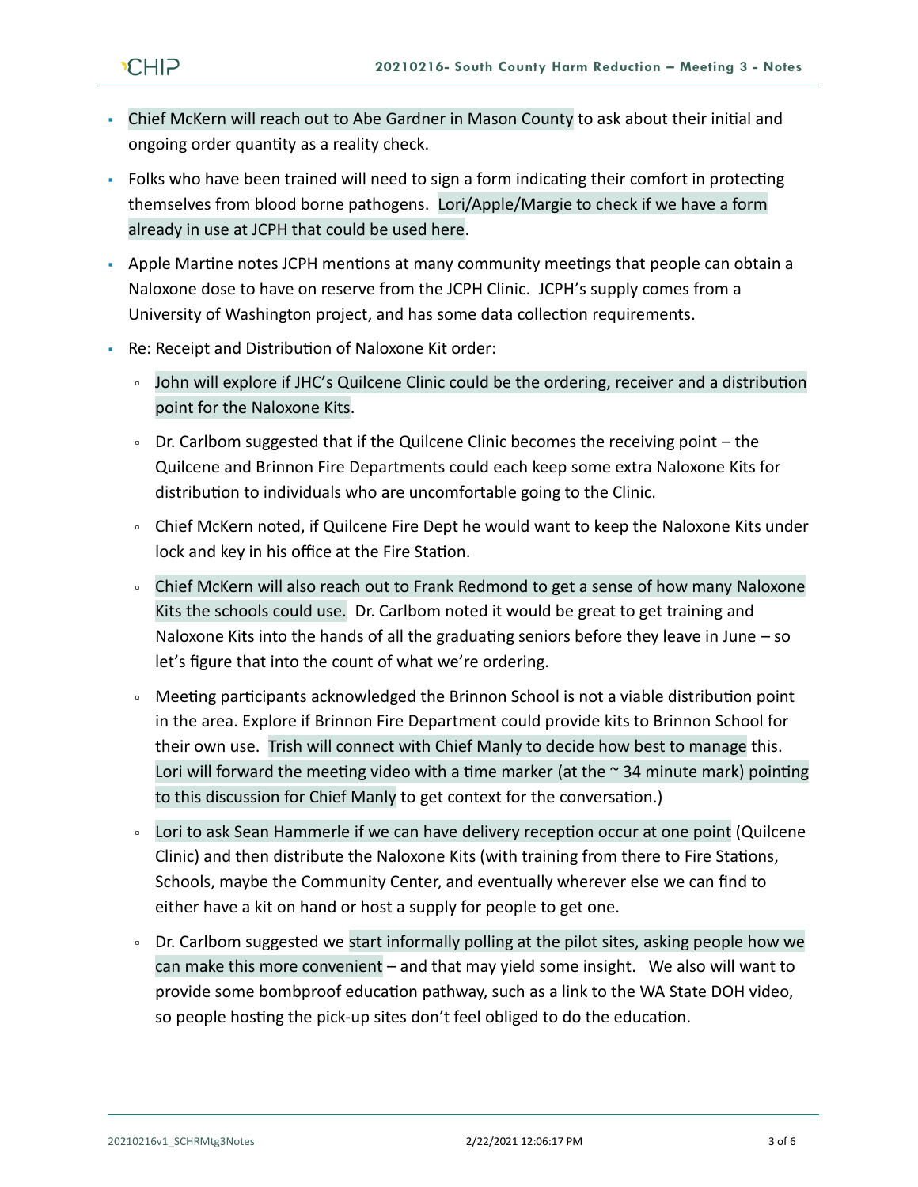- Chief McKern will reach out to Abe Gardner in Mason County to ask about their initial and ongoing order quantity as a reality check.
- Folks who have been trained will need to sign a form indicating their comfort in protecting themselves from blood borne pathogens. Lori/Apple/Margie to check if we have a form already in use at JCPH that could be used here.
- Apple Martine notes JCPH mentions at many community meetings that people can obtain a Naloxone dose to have on reserve from the JCPH Clinic. JCPH's supply comes from a University of Washington project, and has some data collection requirements.
- Re: Receipt and Distribution of Naloxone Kit order:
  - John will explore if JHC's Quilcene Clinic could be the ordering, receiver and a distribution point for the Naloxone Kits.
  - Dr. Carlbom suggested that if the Quilcene Clinic becomes the receiving point – the Quilcene and Brinnon Fire Departments could each keep some extra Naloxone Kits for distribution to individuals who are uncomfortable going to the Clinic.
  - Chief McKern noted, if Quilcene Fire Dept he would want to keep the Naloxone Kits under lock and key in his office at the Fire Station.
  - Chief McKern will also reach out to Frank Redmond to get a sense of how many Naloxone Kits the schools could use. Dr. Carlbom noted it would be great to get training and Naloxone Kits into the hands of all the graduating seniors before they leave in June – so let's figure that into the count of what we're ordering.
  - Meeting participants acknowledged the Brinnon School is not a viable distribution point in the area. Explore if Brinnon Fire Department could provide kits to Brinnon School for their own use. Trish will connect with Chief Manly to decide how best to manage this. Lori will forward the meeting video with a time marker (at the ~ 34 minute mark) pointing to this discussion for Chief Manly to get context for the conversation.)
  - Lori to ask Sean Hammerle if we can have delivery reception occur at one point (Quilcene Clinic) and then distribute the Naloxone Kits (with training from there to Fire Stations, Schools, maybe the Community Center, and eventually wherever else we can find to either have a kit on hand or host a supply for people to get one.
  - Dr. Carlbom suggested we start informally polling at the pilot sites, asking people how we can make this more convenient – and that may yield some insight. We also will want to provide some bombproof education pathway, such as a link to the WA State DOH video, so people hosting the pick-up sites don't feel obliged to do the education.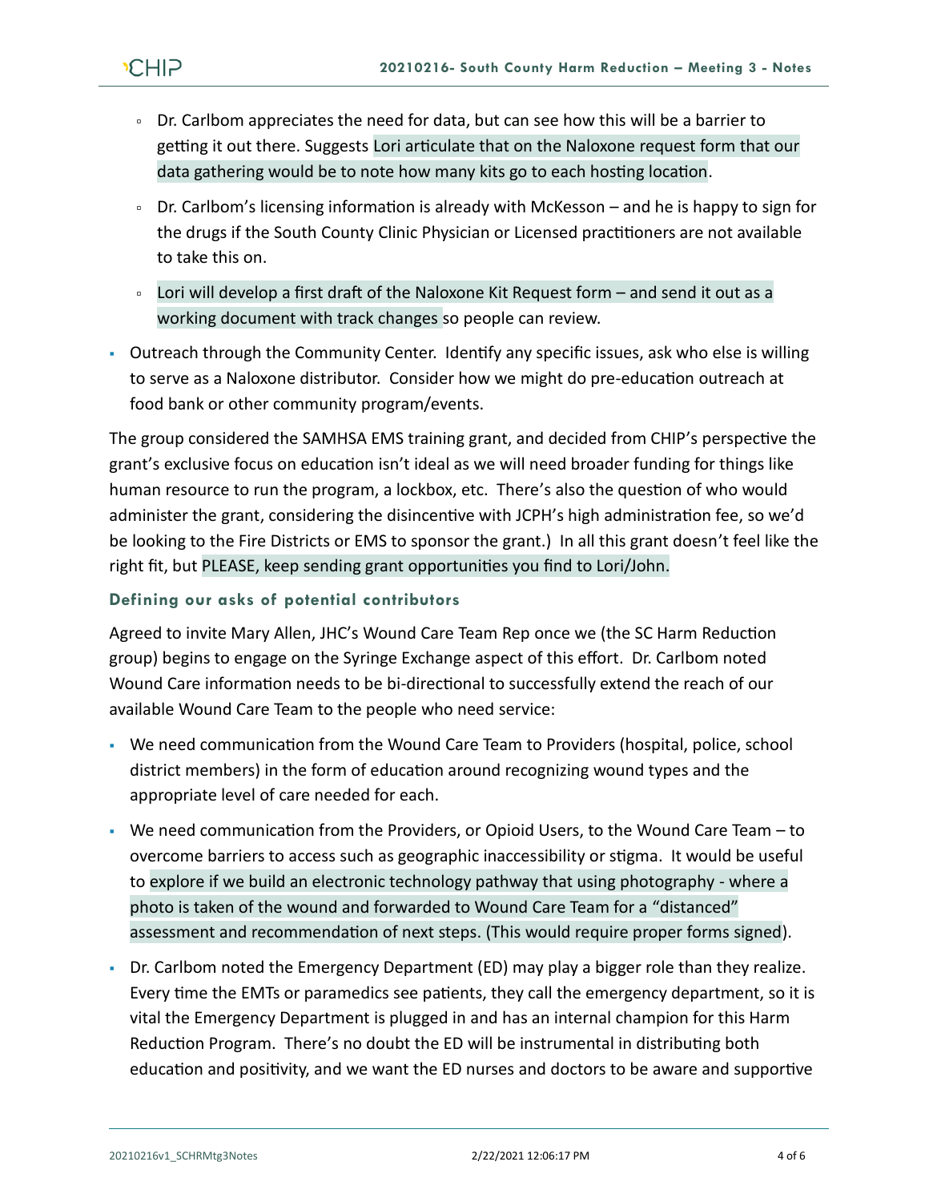- Dr. Carlbom appreciates the need for data, but can see how this will be a barrier to getting it out there. Suggests Lori articulate that on the Naloxone request form that our data gathering would be to note how many kits go to each hosting location.
    - Dr. Carlbom's licensing information is already with McKesson – and he is happy to sign for the drugs if the South County Clinic Physician or Licensed practitioners are not available to take this on.
    - Lori will develop a first draft of the Naloxone Kit Request form – and send it out as a working document with track changes so people can review.
- Outreach through the Community Center. Identify any specific issues, ask who else is willing to serve as a Naloxone distributor. Consider how we might do pre-education outreach at food bank or other community program/events.

The group considered the SAMHSA EMS training grant, and decided from CHIP's perspective the grant's exclusive focus on education isn't ideal as we will need broader funding for things like human resource to run the program, a lockbox, etc. There's also the question of who would administer the grant, considering the disincentive with JCPH's high administration fee, so we'd be looking to the Fire Districts or EMS to sponsor the grant.) In all this grant doesn't feel like the right fit, but PLEASE, keep sending grant opportunities you find to Lori/John.

### Defining our asks of potential contributors

Agreed to invite Mary Allen, JHC's Wound Care Team Rep once we (the SC Harm Reduction group) begins to engage on the Syringe Exchange aspect of this effort. Dr. Carlbom noted Wound Care information needs to be bi-directional to successfully extend the reach of our available Wound Care Team to the people who need service:

- We need communication from the Wound Care Team to Providers (hospital, police, school district members) in the form of education around recognizing wound types and the appropriate level of care needed for each.
- We need communication from the Providers, or Opioid Users, to the Wound Care Team – to overcome barriers to access such as geographic inaccessibility or stigma. It would be useful to explore if we build an electronic technology pathway that using photography - where a photo is taken of the wound and forwarded to Wound Care Team for a "distanced" assessment and recommendation of next steps. (This would require proper forms signed).
- Dr. Carlbom noted the Emergency Department (ED) may play a bigger role than they realize. Every time the EMTs or paramedics see patients, they call the emergency department, so it is vital the Emergency Department is plugged in and has an internal champion for this Harm Reduction Program. There's no doubt the ED will be instrumental in distributing both education and positivity, and we want the ED nurses and doctors to be aware and supportive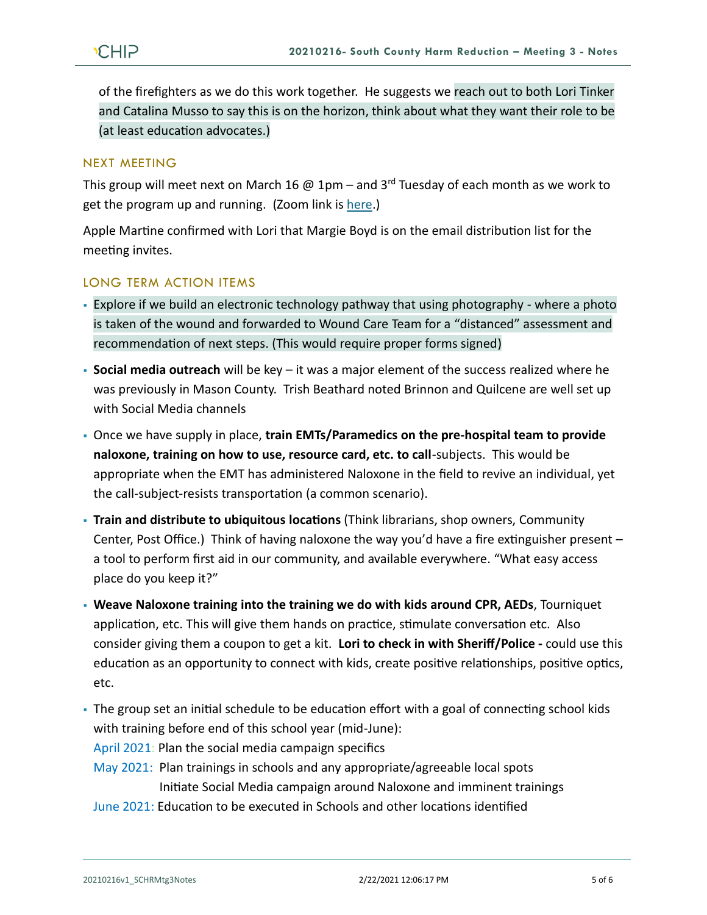of the firefighters as we do this work together. He suggests we reach out to both Lori Tinker and Catalina Musso to say this is on the horizon, think about what they want their role to be (at least education advocates.)

## NEXT MEETING

This group will meet next on March 16 @ 1pm – and 3rd Tuesday of each month as we work to get the program up and running. (Zoom link is here.)

Apple Martine confirmed with Lori that Margie Boyd is on the email distribution list for the meeting invites.

## LONG TERM ACTION ITEMS

- Explore if we build an electronic technology pathway that using photography - where a photo is taken of the wound and forwarded to Wound Care Team for a "distanced" assessment and recommendation of next steps. (This would require proper forms signed)
- **Social media outreach** will be key – it was a major element of the success realized where he was previously in Mason County. Trish Beathard noted Brinnon and Quilcene are well set up with Social Media channels
- Once we have supply in place, **train EMTs/Paramedics on the pre-hospital team to provide naloxone, training on how to use, resource card, etc. to call**-subjects. This would be appropriate when the EMT has administered Naloxone in the field to revive an individual, yet the call-subject-resists transportation (a common scenario).
- **Train and distribute to ubiquitous locations** (Think librarians, shop owners, Community Center, Post Office.) Think of having naloxone the way you'd have a fire extinguisher present – a tool to perform first aid in our community, and available everywhere. "What easy access place do you keep it?"
- **Weave Naloxone training into the training we do with kids around CPR, AEDs**, Tourniquet application, etc. This will give them hands on practice, stimulate conversation etc. Also consider giving them a coupon to get a kit. **Lori to check in with Sheriff/Police -** could use this education as an opportunity to connect with kids, create positive relationships, positive optics, etc.
- The group set an initial schedule to be education effort with a goal of connecting school kids with training before end of this school year (mid-June):
  April 2021: Plan the social media campaign specifics
  May 2021: Plan trainings in schools and any appropriate/agreeable local spots
  Initiate Social Media campaign around Naloxone and imminent trainings
  June 2021: Education to be executed in Schools and other locations identified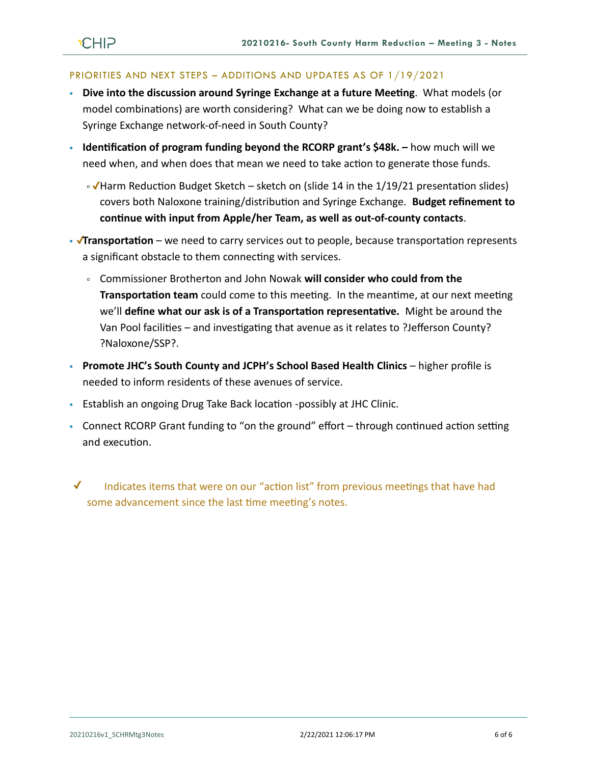## PRIORITIES AND NEXT STEPS – ADDITIONS AND UPDATES AS OF 1/19/2021

- **Dive into the discussion around Syringe Exchange at a future Meeting**. What models (or model combinations) are worth considering? What can we be doing now to establish a Syringe Exchange network-of-need in South County?
- **Identification of program funding beyond the RCORP grant's $48k. –** how much will we need when, and when does that mean we need to take action to generate those funds.
  - ✓Harm Reduction Budget Sketch – sketch on (slide 14 in the 1/19/21 presentation slides) covers both Naloxone training/distribution and Syringe Exchange. **Budget refinement to continue with input from Apple/her Team, as well as out-of-county contacts**.
- ✓**Transportation** – we need to carry services out to people, because transportation represents a significant obstacle to them connecting with services.
  - Commissioner Brotherton and John Nowak **will consider who could from the Transportation team** could come to this meeting. In the meantime, at our next meeting we'll **define what our ask is of a Transportation representative.** Might be around the Van Pool facilities – and investigating that avenue as it relates to ?Jefferson County? ?Naloxone/SSP?.
- **Promote JHC's South County and JCPH's School Based Health Clinics** – higher profile is needed to inform residents of these avenues of service.
- Establish an ongoing Drug Take Back location -possibly at JHC Clinic.
- Connect RCORP Grant funding to "on the ground" effort – through continued action setting and execution.

✓ Indicates items that were on our "action list" from previous meetings that have had some advancement since the last time meeting's notes.